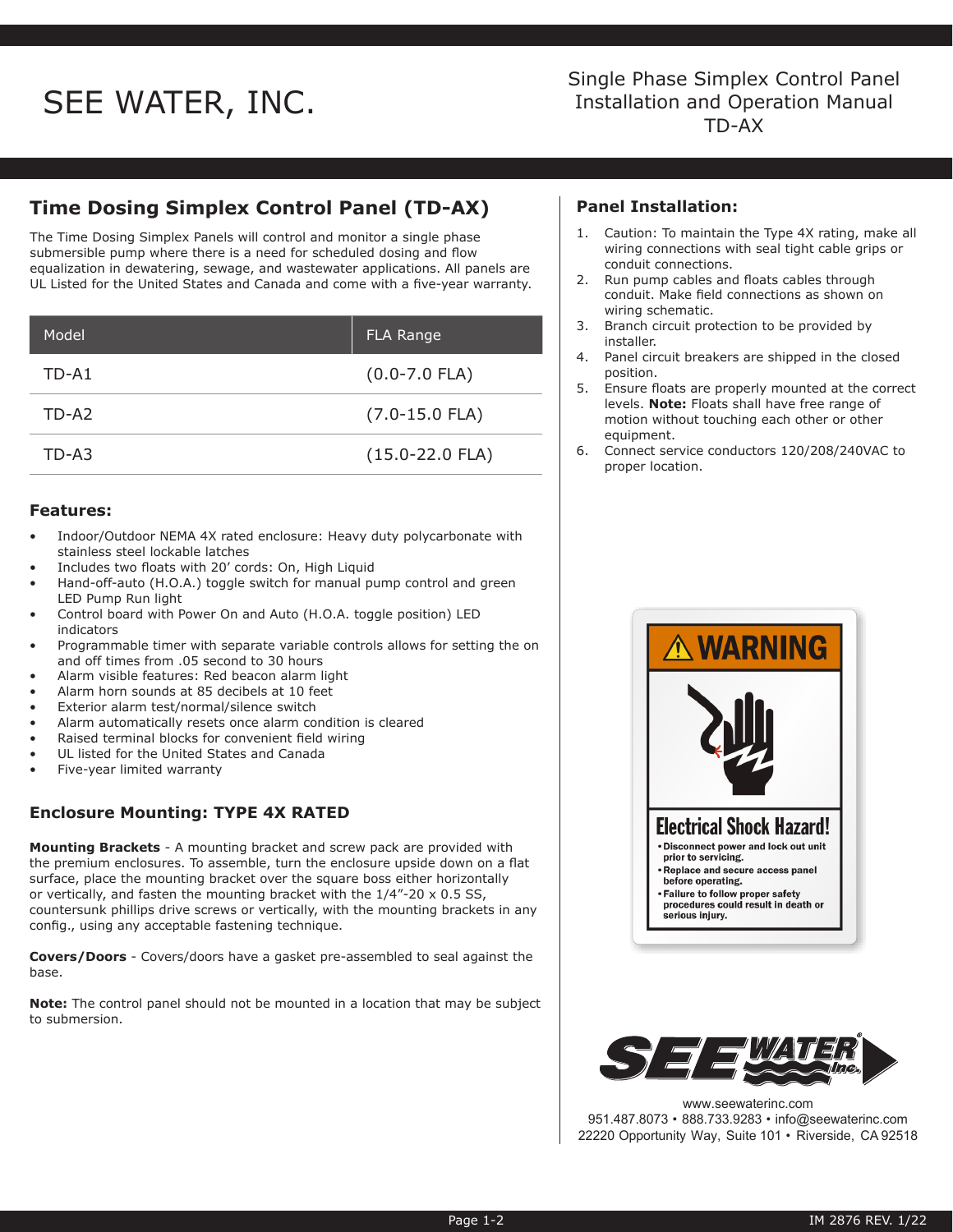# SEE WATER, INC.

Single Phase Simplex Control Panel Installation and Operation Manual TD-AX

## Time Dosing Simplex Control Panel (TD-AX)

The Time Dosing Simplex Panels will control and monitor a single phase submersible pump where there is a need for scheduled dosing and flow equalization in dewatering, sewage, and wastewater applications. All panels are UL Listed for the United States and Canada and come with a five-year warranty.

| Model | FLA Range |
|---|---|
| TD-A1 | (0.0-7.0 FLA) |
| TD-A2 | (7.0-15.0 FLA) |
| TD-A3 | (15.0-22.0 FLA) |

### Features:

- Indoor/Outdoor NEMA 4X rated enclosure: Heavy duty polycarbonate with stainless steel lockable latches
- Includes two floats with 20' cords: On, High Liquid
- Hand-off-auto (H.O.A.) toggle switch for manual pump control and green LED Pump Run light
- Control board with Power On and Auto (H.O.A. toggle position) LED indicators
- Programmable timer with separate variable controls allows for setting the on and off times from .05 second to 30 hours
- Alarm visible features: Red beacon alarm light
- Alarm horn sounds at 85 decibels at 10 feet
- Exterior alarm test/normal/silence switch
- Alarm automatically resets once alarm condition is cleared
- Raised terminal blocks for convenient field wiring
- UL listed for the United States and Canada
- Five-year limited warranty

### Enclosure Mounting: TYPE 4X RATED

**Mounting Brackets** - A mounting bracket and screw pack are provided with the premium enclosures. To assemble, turn the enclosure upside down on a flat surface, place the mounting bracket over the square boss either horizontally or vertically, and fasten the mounting bracket with the 1/4"-20 x 0.5 SS, countersunk phillips drive screws or vertically, with the mounting brackets in any config., using any acceptable fastening technique.

**Covers/Doors** - Covers/doors have a gasket pre-assembled to seal against the base.

**Note:** The control panel should not be mounted in a location that may be subject to submersion.

### Panel Installation:

1. Caution: To maintain the Type 4X rating, make all wiring connections with seal tight cable grips or conduit connections.
2. Run pump cables and floats cables through conduit. Make field connections as shown on wiring schematic.
3. Branch circuit protection to be provided by installer.
4. Panel circuit breakers are shipped in the closed position.
5. Ensure floats are properly mounted at the correct levels. **Note:** Floats shall have free range of motion without touching each other or other equipment.
6. Connect service conductors 120/208/240VAC to proper location.

**WARNING**

**Electrical Shock Hazard!**

- Disconnect power and lock out unit prior to servicing.
- Replace and secure access panel before operating.
- Failure to follow proper safety procedures could result in death or serious injury.

www.seewaterinc.com
951.487.8073 • 888.733.9283 • info@seewaterinc.com
22220 Opportunity Way, Suite 101 • Riverside, CA 92518

IM 2876 REV. 1/22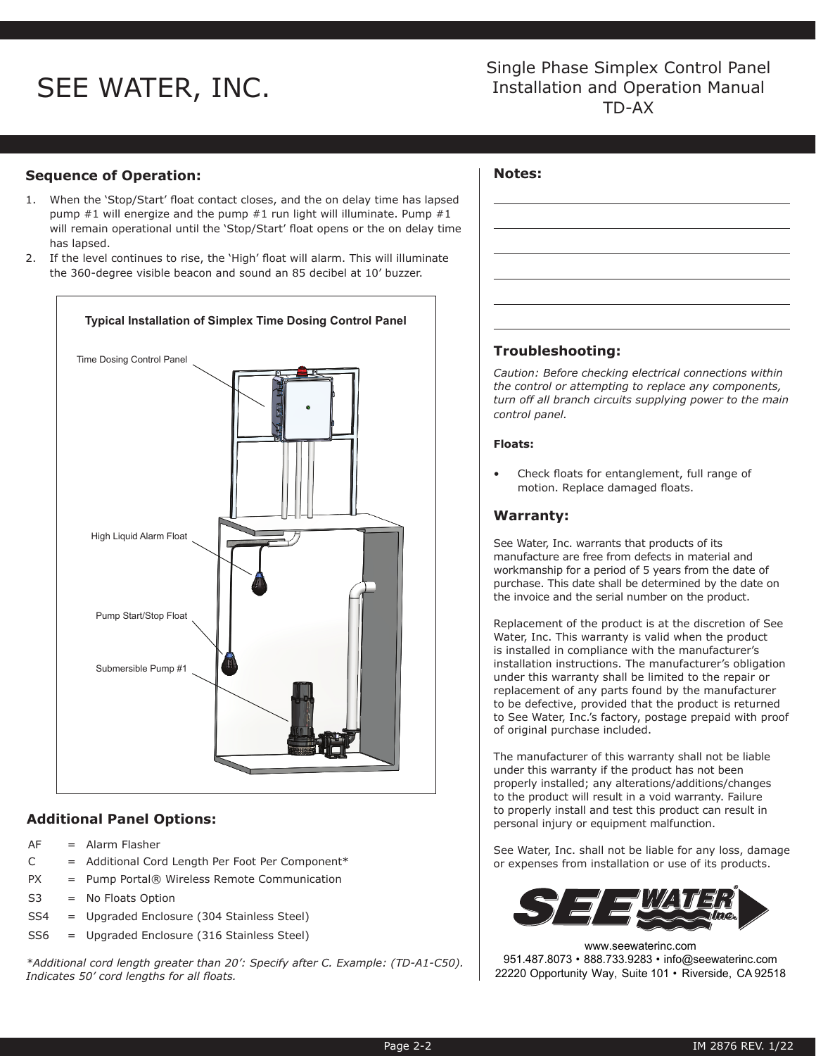# SEE WATER, INC.

Single Phase Simplex Control Panel
Installation and Operation Manual
TD-AX

## Sequence of Operation:

1. When the 'Stop/Start' float contact closes, and the on delay time has lapsed pump #1 will energize and the pump #1 run light will illuminate. Pump #1 will remain operational until the 'Stop/Start' float opens or the on delay time has lapsed.
2. If the level continues to rise, the 'High' float will alarm. This will illuminate the 360-degree visible beacon and sound an 85 decibel at 10' buzzer.

**Typical Installation of Simplex Time Dosing Control Panel**

Time Dosing Control Panel

High Liquid Alarm Float

Pump Start/Stop Float

Submersible Pump #1

## Additional Panel Options:

| | | |
|---|---|---|
| AF | = | Alarm Flasher |
| C | = | Additional Cord Length Per Foot Per Component* |
| PX | = | Pump Portal® Wireless Remote Communication |
| S3 | = | No Floats Option |
| SS4 | = | Upgraded Enclosure (304 Stainless Steel) |
| SS6 | = | Upgraded Enclosure (316 Stainless Steel) |

*\*Additional cord length greater than 20': Specify after C. Example: (TD-A1-C50). Indicates 50' cord lengths for all floats.*

## Notes:

## Troubleshooting:

*Caution: Before checking electrical connections within the control or attempting to replace any components, turn off all branch circuits supplying power to the main control panel.*

**Floats:**

- Check floats for entanglement, full range of motion. Replace damaged floats.

## Warranty:

See Water, Inc. warrants that products of its manufacture are free from defects in material and workmanship for a period of 5 years from the date of purchase. This date shall be determined by the date on the invoice and the serial number on the product.

Replacement of the product is at the discretion of See Water, Inc. This warranty is valid when the product is installed in compliance with the manufacturer's installation instructions. The manufacturer's obligation under this warranty shall be limited to the repair or replacement of any parts found by the manufacturer to be defective, provided that the product is returned to See Water, Inc.'s factory, postage prepaid with proof of original purchase included.

The manufacturer of this warranty shall not be liable under this warranty if the product has not been properly installed; any alterations/additions/changes to the product will result in a void warranty. Failure to properly install and test this product can result in personal injury or equipment malfunction.

See Water, Inc. shall not be liable for any loss, damage or expenses from installation or use of its products.

www.seewaterinc.com
951.487.8073 • 888.733.9283 • info@seewaterinc.com
22220 Opportunity Way, Suite 101 • Riverside, CA 92518

IM 2876 REV. 1/22